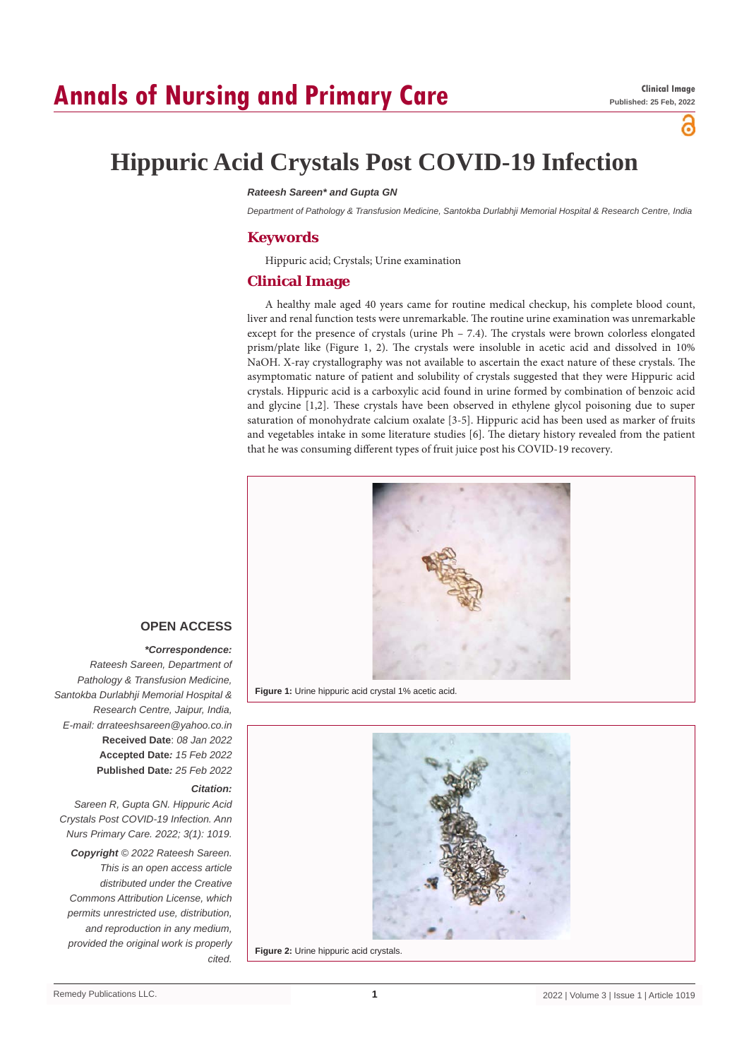Clinical Image
Published: 25 Feb, 2022

# Hippuric Acid Crystals Post COVID-19 Infection

***Rateesh Sareen\* and Gupta GN***

*Department of Pathology & Transfusion Medicine, Santokba Durlabhji Memorial Hospital & Research Centre, India*

## Keywords

Hippuric acid; Crystals; Urine examination

## Clinical Image

A healthy male aged 40 years came for routine medical checkup, his complete blood count, liver and renal function tests were unremarkable. The routine urine examination was unremarkable except for the presence of crystals (urine Ph – 7.4). The crystals were brown colorless elongated prism/plate like (Figure 1, 2). The crystals were insoluble in acetic acid and dissolved in 10% NaOH. X-ray crystallography was not available to ascertain the exact nature of these crystals. The asymptomatic nature of patient and solubility of crystals suggested that they were Hippuric acid crystals. Hippuric acid is a carboxylic acid found in urine formed by combination of benzoic acid and glycine [1,2]. These crystals have been observed in ethylene glycol poisoning due to super saturation of monohydrate calcium oxalate [3-5]. Hippuric acid has been used as marker of fruits and vegetables intake in some literature studies [6]. The dietary history revealed from the patient that he was consuming different types of fruit juice post his COVID-19 recovery.

**Figure 1:** Urine hippuric acid crystal 1% acetic acid.

**Figure 2:** Urine hippuric acid crystals.

**OPEN ACCESS**

***\*Correspondence:***

*Rateesh Sareen, Department of Pathology & Transfusion Medicine, Santokba Durlabhji Memorial Hospital & Research Centre, Jaipur, India,*

*E-mail: drrateeshsareen@yahoo.co.in*

**Received Date**: *08 Jan 2022*

**Accepted Date:** *15 Feb 2022*

**Published Date:** *25 Feb 2022*

***Citation:***

*Sareen R, Gupta GN. Hippuric Acid Crystals Post COVID-19 Infection. Ann Nurs Primary Care. 2022; 3(1): 1019.*

***Copyright*** *© 2022 Rateesh Sareen. This is an open access article distributed under the Creative Commons Attribution License, which permits unrestricted use, distribution, and reproduction in any medium, provided the original work is properly cited.*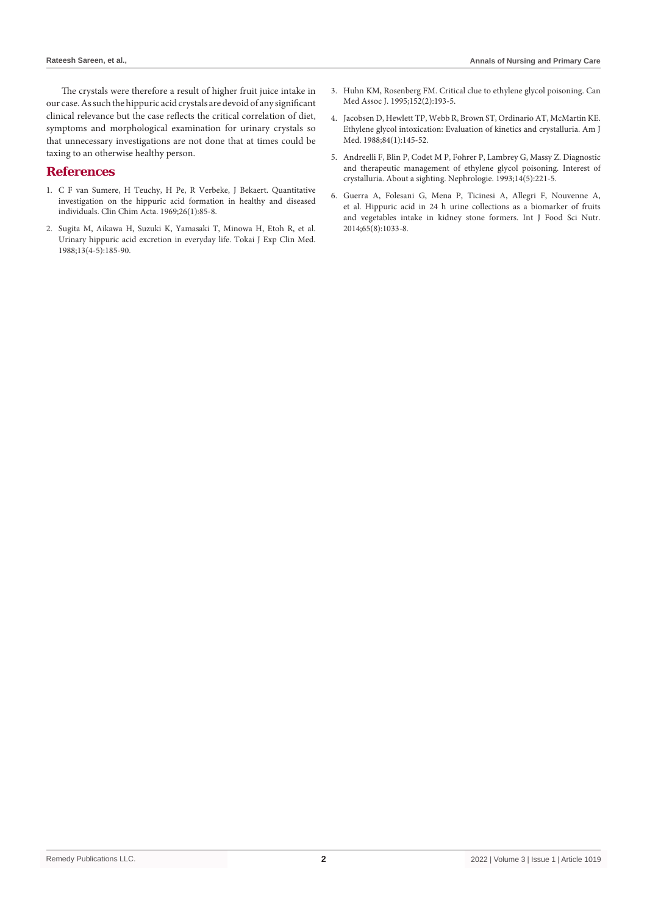The crystals were therefore a result of higher fruit juice intake in our case. As such the hippuric acid crystals are devoid of any significant clinical relevance but the case reflects the critical correlation of diet, symptoms and morphological examination for urinary crystals so that unnecessary investigations are not done that at times could be taxing to an otherwise healthy person.

## References

1. C F van Sumere, H Teuchy, H Pe, R Verbeke, J Bekaert. Quantitative investigation on the hippuric acid formation in healthy and diseased individuals. Clin Chim Acta. 1969;26(1):85-8.
2. Sugita M, Aikawa H, Suzuki K, Yamasaki T, Minowa H, Etoh R, et al. Urinary hippuric acid excretion in everyday life. Tokai J Exp Clin Med. 1988;13(4-5):185-90.
3. Huhn KM, Rosenberg FM. Critical clue to ethylene glycol poisoning. Can Med Assoc J. 1995;152(2):193-5.
4. Jacobsen D, Hewlett TP, Webb R, Brown ST, Ordinario AT, McMartin KE. Ethylene glycol intoxication: Evaluation of kinetics and crystalluria. Am J Med. 1988;84(1):145-52.
5. Andreelli F, Blin P, Codet M P, Fohrer P, Lambrey G, Massy Z. Diagnostic and therapeutic management of ethylene glycol poisoning. Interest of crystalluria. About a sighting. Nephrologie. 1993;14(5):221-5.
6. Guerra A, Folesani G, Mena P, Ticinesi A, Allegri F, Nouvenne A, et al. Hippuric acid in 24 h urine collections as a biomarker of fruits and vegetables intake in kidney stone formers. Int J Food Sci Nutr. 2014;65(8):1033-8.